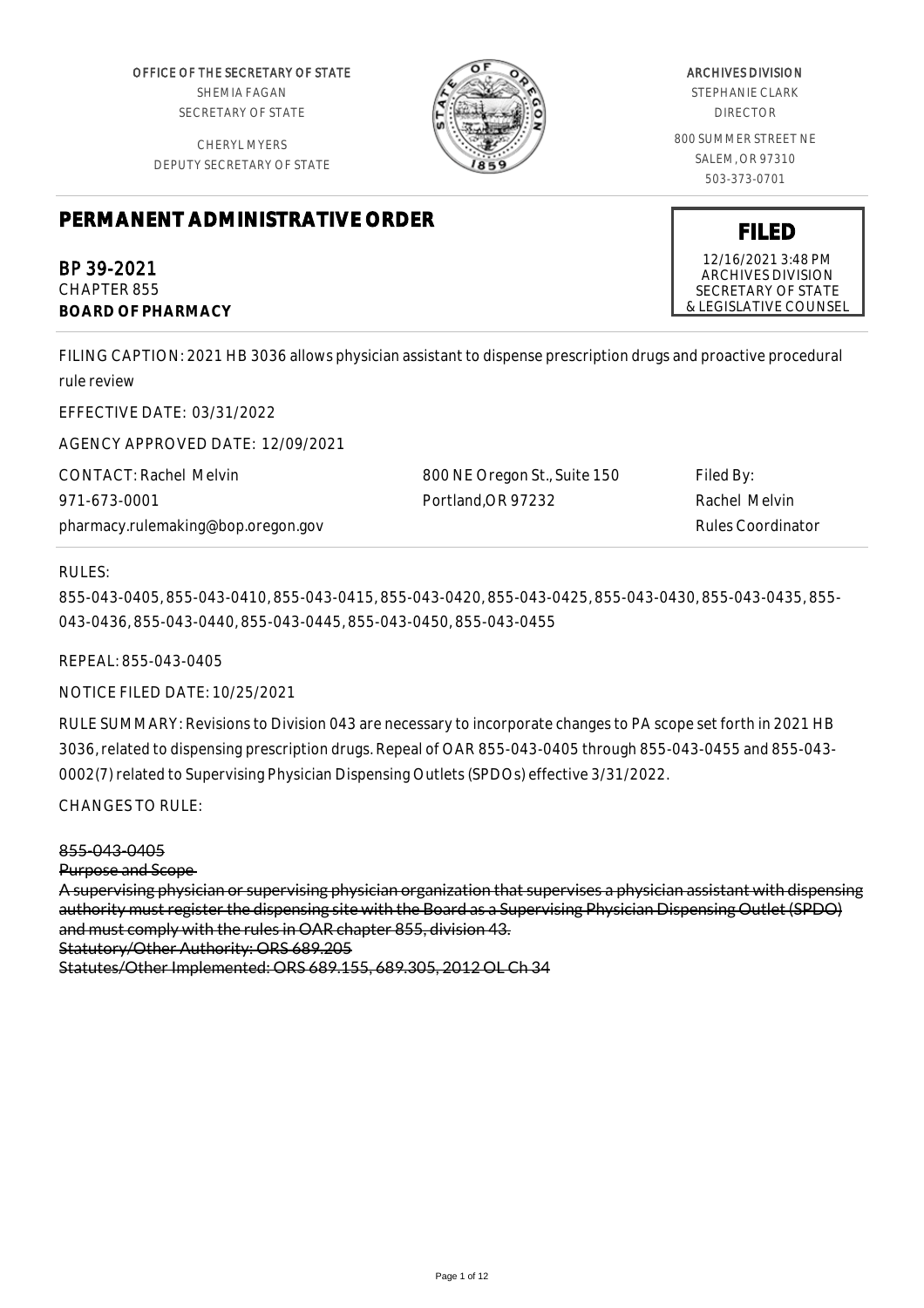OFFICE OF THE SECRETARY OF STATE
SHEMIA FAGAN
SECRETARY OF STATE

CHERYL MYERS
DEPUTY SECRETARY OF STATE

ARCHIVES DIVISION
STEPHANIE CLARK
DIRECTOR

800 SUMMER STREET NE
SALEM, OR 97310
503-373-0701

# PERMANENT ADMINISTRATIVE ORDER

**FILED**
12/16/2021 3:48 PM
ARCHIVES DIVISION
SECRETARY OF STATE
& LEGISLATIVE COUNSEL

BP 39-2021
CHAPTER 855
**BOARD OF PHARMACY**

FILING CAPTION: 2021 HB 3036 allows physician assistant to dispense prescription drugs and proactive procedural rule review

EFFECTIVE DATE: 03/31/2022

AGENCY APPROVED DATE: 12/09/2021

CONTACT: Rachel Melvin
971-673-0001
pharmacy.rulemaking@bop.oregon.gov

800 NE Oregon St., Suite 150
Portland,OR 97232

Filed By:
Rachel Melvin
Rules Coordinator

RULES:

855-043-0405, 855-043-0410, 855-043-0415, 855-043-0420, 855-043-0425, 855-043-0430, 855-043-0435, 855-043-0436, 855-043-0440, 855-043-0445, 855-043-0450, 855-043-0455

REPEAL: 855-043-0405

NOTICE FILED DATE: 10/25/2021

RULE SUMMARY: Revisions to Division 043 are necessary to incorporate changes to PA scope set forth in 2021 HB 3036, related to dispensing prescription drugs. Repeal of OAR 855-043-0405 through 855-043-0455 and 855-043-0002(7) related to Supervising Physician Dispensing Outlets (SPDOs) effective 3/31/2022.

CHANGES TO RULE:

~~855-043-0405~~
~~Purpose and Scope~~
~~A supervising physician or supervising physician organization that supervises a physician assistant with dispensing authority must register the dispensing site with the Board as a Supervising Physician Dispensing Outlet (SPDO) and must comply with the rules in OAR chapter 855, division 43.~~
~~Statutory/Other Authority: ORS 689.205~~
~~Statutes/Other Implemented: ORS 689.155, 689.305, 2012 OL Ch 34~~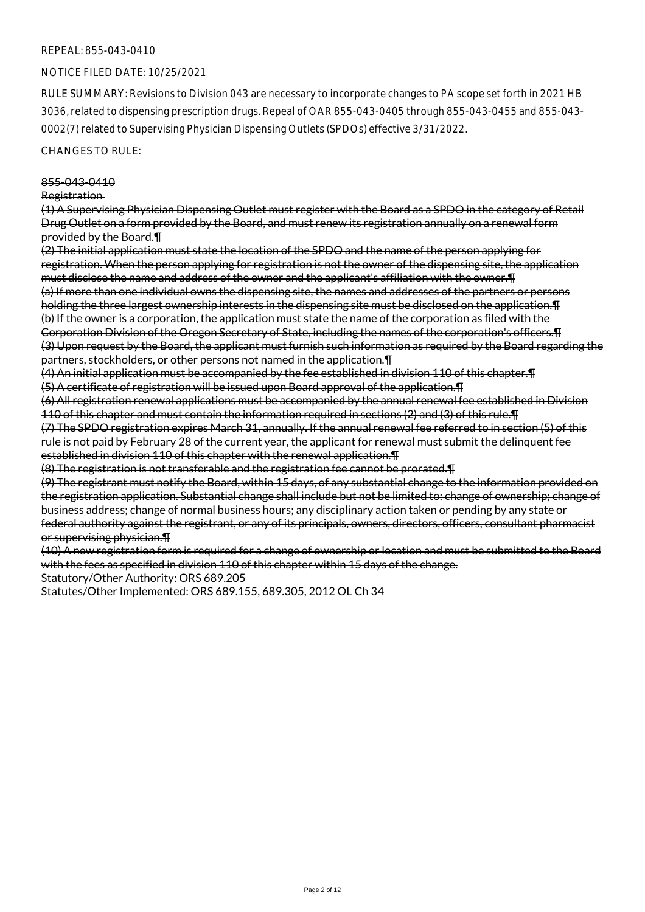REPEAL: 855-043-0410

NOTICE FILED DATE: 10/25/2021

RULE SUMMARY: Revisions to Division 043 are necessary to incorporate changes to PA scope set forth in 2021 HB 3036, related to dispensing prescription drugs. Repeal of OAR 855-043-0405 through 855-043-0455 and 855-043-0002(7) related to Supervising Physician Dispensing Outlets (SPDOs) effective 3/31/2022.

CHANGES TO RULE:

~~855-043-0410~~

~~Registration~~

~~(1) A Supervising Physician Dispensing Outlet must register with the Board as a SPDO in the category of Retail Drug Outlet on a form provided by the Board, and must renew its registration annually on a renewal form provided by the Board.¶~~

~~(2) The initial application must state the location of the SPDO and the name of the person applying for registration. When the person applying for registration is not the owner of the dispensing site, the application must disclose the name and address of the owner and the applicant's affiliation with the owner.¶~~

~~(a) If more than one individual owns the dispensing site, the names and addresses of the partners or persons holding the three largest ownership interests in the dispensing site must be disclosed on the application.¶~~

~~(b) If the owner is a corporation, the application must state the name of the corporation as filed with the Corporation Division of the Oregon Secretary of State, including the names of the corporation's officers.¶~~

~~(3) Upon request by the Board, the applicant must furnish such information as required by the Board regarding the partners, stockholders, or other persons not named in the application.¶~~

~~(4) An initial application must be accompanied by the fee established in division 110 of this chapter.¶~~

~~(5) A certificate of registration will be issued upon Board approval of the application.¶~~

~~(6) All registration renewal applications must be accompanied by the annual renewal fee established in Division 110 of this chapter and must contain the information required in sections (2) and (3) of this rule.¶~~

~~(7) The SPDO registration expires March 31, annually. If the annual renewal fee referred to in section (5) of this rule is not paid by February 28 of the current year, the applicant for renewal must submit the delinquent fee established in division 110 of this chapter with the renewal application.¶~~

~~(8) The registration is not transferable and the registration fee cannot be prorated.¶~~

~~(9) The registrant must notify the Board, within 15 days, of any substantial change to the information provided on the registration application. Substantial change shall include but not be limited to: change of ownership; change of business address; change of normal business hours; any disciplinary action taken or pending by any state or federal authority against the registrant, or any of its principals, owners, directors, officers, consultant pharmacist or supervising physician.¶~~

~~(10) A new registration form is required for a change of ownership or location and must be submitted to the Board with the fees as specified in division 110 of this chapter within 15 days of the change.~~

Statutory/Other Authority: ORS 689.205

Statutes/Other Implemented: ORS 689.155, 689.305, 2012 OL Ch 34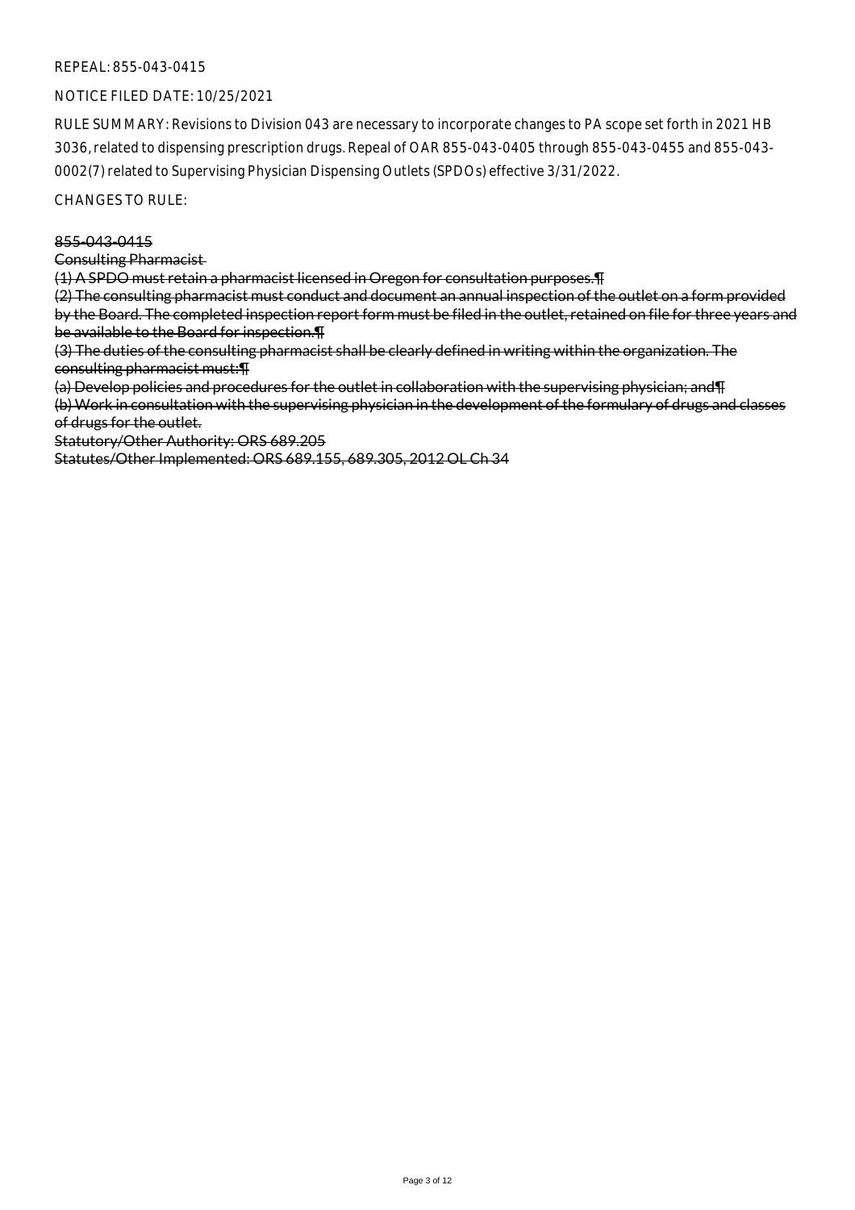REPEAL: 855-043-0415

NOTICE FILED DATE: 10/25/2021

RULE SUMMARY: Revisions to Division 043 are necessary to incorporate changes to PA scope set forth in 2021 HB 3036, related to dispensing prescription drugs. Repeal of OAR 855-043-0405 through 855-043-0455 and 855-043-0002(7) related to Supervising Physician Dispensing Outlets (SPDOs) effective 3/31/2022.

CHANGES TO RULE:

~~855-043-0415~~

~~Consulting Pharmacist~~

~~(1) A SPDO must retain a pharmacist licensed in Oregon for consultation purposes.¶~~

~~(2) The consulting pharmacist must conduct and document an annual inspection of the outlet on a form provided by the Board. The completed inspection report form must be filed in the outlet, retained on file for three years and be available to the Board for inspection.¶~~

~~(3) The duties of the consulting pharmacist shall be clearly defined in writing within the organization. The consulting pharmacist must:¶~~

~~(a) Develop policies and procedures for the outlet in collaboration with the supervising physician; and¶~~

~~(b) Work in consultation with the supervising physician in the development of the formulary of drugs and classes of drugs for the outlet.~~

~~Statutory/Other Authority: ORS 689.205~~

~~Statutes/Other Implemented: ORS 689.155, 689.305, 2012 OL Ch 34~~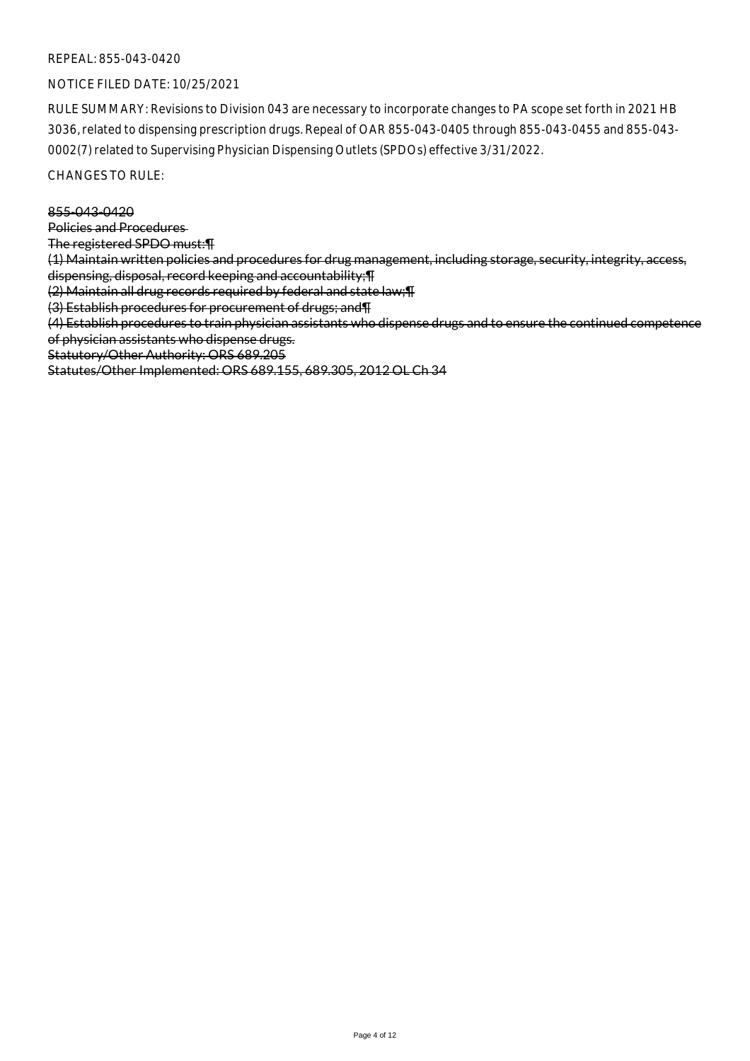REPEAL: 855-043-0420

NOTICE FILED DATE: 10/25/2021

RULE SUMMARY: Revisions to Division 043 are necessary to incorporate changes to PA scope set forth in 2021 HB 3036, related to dispensing prescription drugs. Repeal of OAR 855-043-0405 through 855-043-0455 and 855-043-0002(7) related to Supervising Physician Dispensing Outlets (SPDOs) effective 3/31/2022.

CHANGES TO RULE:

~~855-043-0420~~
~~Policies and Procedures~~
~~The registered SPDO must:¶~~
~~(1) Maintain written policies and procedures for drug management, including storage, security, integrity, access, dispensing, disposal, record keeping and accountability;¶~~
~~(2) Maintain all drug records required by federal and state law;¶~~
~~(3) Establish procedures for procurement of drugs; and¶~~
~~(4) Establish procedures to train physician assistants who dispense drugs and to ensure the continued competence of physician assistants who dispense drugs.~~
~~Statutory/Other Authority: ORS 689.205~~
~~Statutes/Other Implemented: ORS 689.155, 689.305, 2012 OL Ch 34~~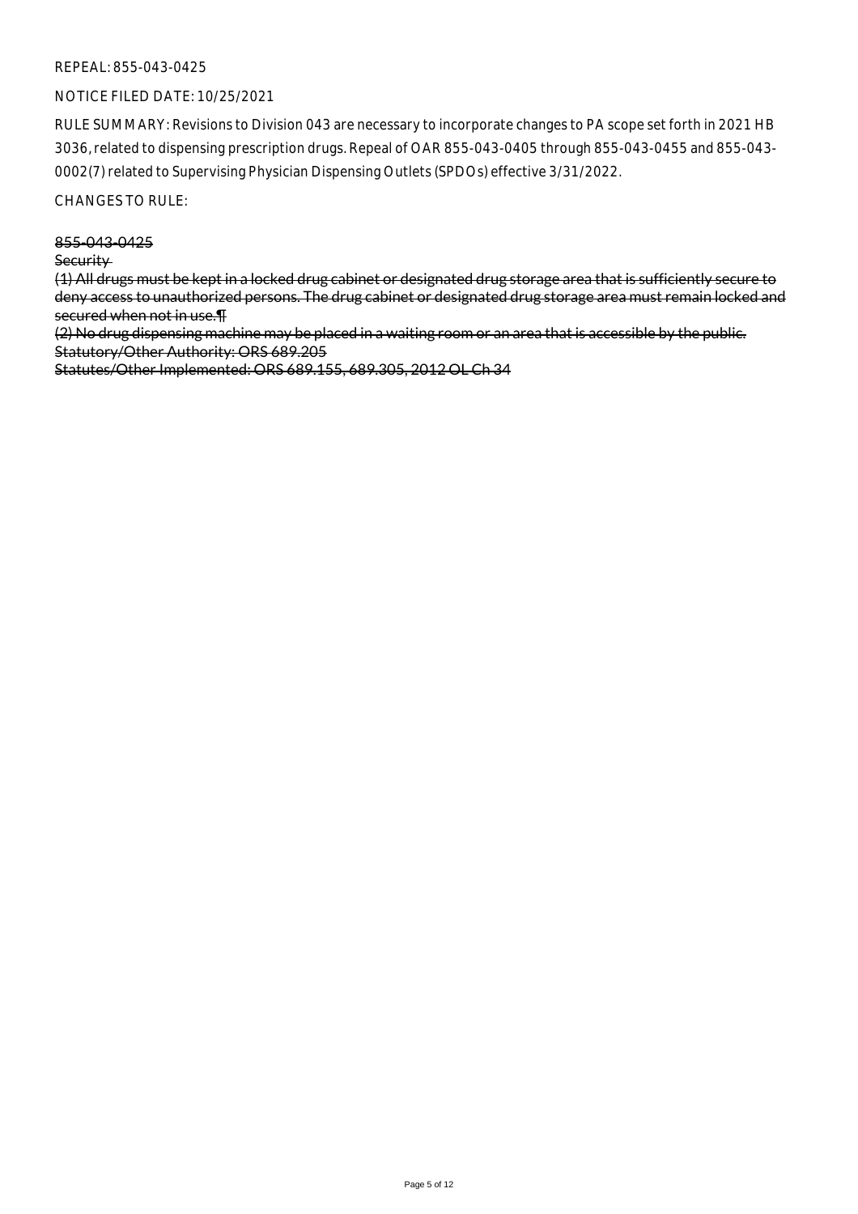REPEAL: 855-043-0425

NOTICE FILED DATE: 10/25/2021

RULE SUMMARY: Revisions to Division 043 are necessary to incorporate changes to PA scope set forth in 2021 HB 3036, related to dispensing prescription drugs. Repeal of OAR 855-043-0405 through 855-043-0455 and 855-043-0002(7) related to Supervising Physician Dispensing Outlets (SPDOs) effective 3/31/2022.

CHANGES TO RULE:

~~855-043-0425~~

~~Security~~

~~(1) All drugs must be kept in a locked drug cabinet or designated drug storage area that is sufficiently secure to deny access to unauthorized persons. The drug cabinet or designated drug storage area must remain locked and secured when not in use.¶~~

~~(2) No drug dispensing machine may be placed in a waiting room or an area that is accessible by the public.~~

~~Statutory/Other Authority: ORS 689.205~~

~~Statutes/Other Implemented: ORS 689.155, 689.305, 2012 OL Ch 34~~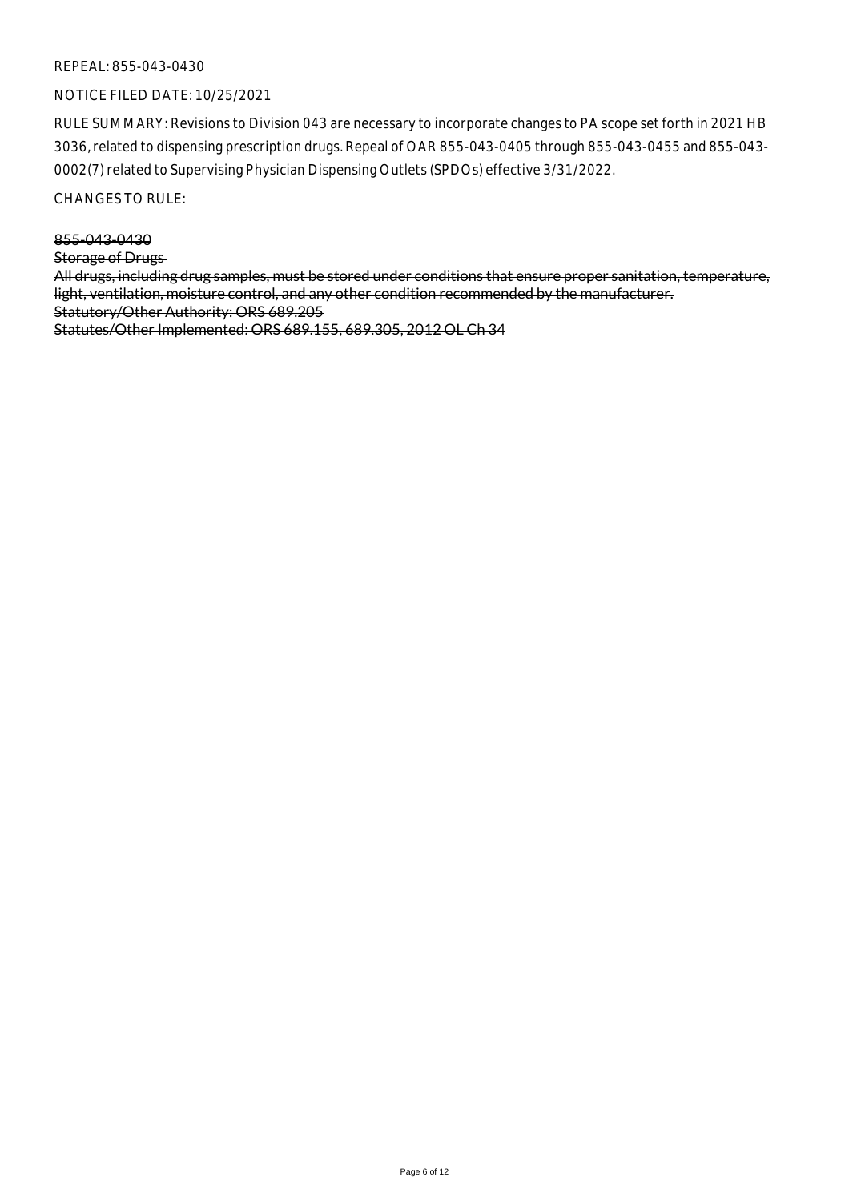REPEAL: 855-043-0430

NOTICE FILED DATE: 10/25/2021

RULE SUMMARY: Revisions to Division 043 are necessary to incorporate changes to PA scope set forth in 2021 HB 3036, related to dispensing prescription drugs. Repeal of OAR 855-043-0405 through 855-043-0455 and 855-043-0002(7) related to Supervising Physician Dispensing Outlets (SPDOs) effective 3/31/2022.

CHANGES TO RULE:

~~855-043-0430~~

~~Storage of Drugs~~

~~All drugs, including drug samples, must be stored under conditions that ensure proper sanitation, temperature, light, ventilation, moisture control, and any other condition recommended by the manufacturer.~~

~~Statutory/Other Authority: ORS 689.205~~

~~Statutes/Other Implemented: ORS 689.155, 689.305, 2012 OL Ch 34~~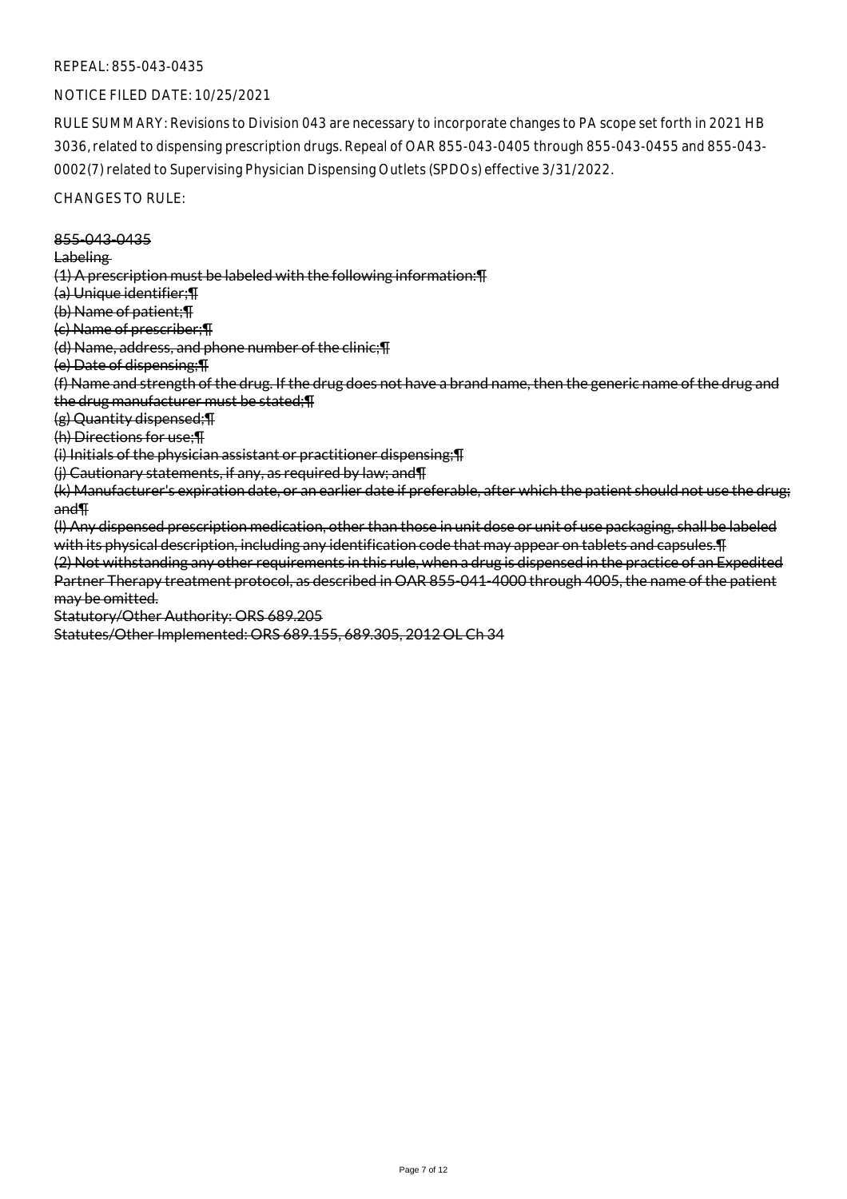REPEAL: 855-043-0435

NOTICE FILED DATE: 10/25/2021

RULE SUMMARY: Revisions to Division 043 are necessary to incorporate changes to PA scope set forth in 2021 HB 3036, related to dispensing prescription drugs. Repeal of OAR 855-043-0405 through 855-043-0455 and 855-043-0002(7) related to Supervising Physician Dispensing Outlets (SPDOs) effective 3/31/2022.

CHANGES TO RULE:

~~855-043-0435~~
~~Labeling~~
~~(1) A prescription must be labeled with the following information:¶~~
~~(a) Unique identifier;¶~~
~~(b) Name of patient;¶~~
~~(c) Name of prescriber;¶~~
~~(d) Name, address, and phone number of the clinic;¶~~
~~(e) Date of dispensing;¶~~
~~(f) Name and strength of the drug. If the drug does not have a brand name, then the generic name of the drug and the drug manufacturer must be stated;¶~~
~~(g) Quantity dispensed;¶~~
~~(h) Directions for use;¶~~
~~(i) Initials of the physician assistant or practitioner dispensing;¶~~
~~(j) Cautionary statements, if any, as required by law; and¶~~
~~(k) Manufacturer's expiration date, or an earlier date if preferable, after which the patient should not use the drug; and¶~~
~~(l) Any dispensed prescription medication, other than those in unit dose or unit of use packaging, shall be labeled with its physical description, including any identification code that may appear on tablets and capsules.¶~~
~~(2) Not withstanding any other requirements in this rule, when a drug is dispensed in the practice of an Expedited Partner Therapy treatment protocol, as described in OAR 855-041-4000 through 4005, the name of the patient may be omitted.~~
~~Statutory/Other Authority: ORS 689.205~~
~~Statutes/Other Implemented: ORS 689.155, 689.305, 2012 OL Ch 34~~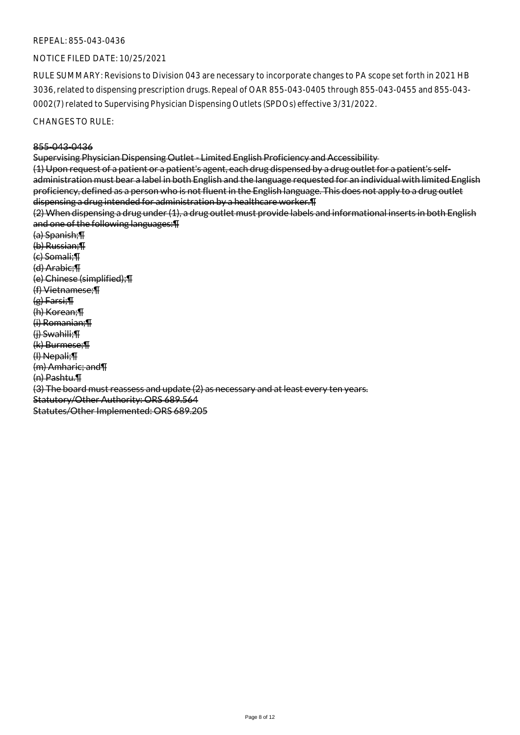REPEAL: 855-043-0436

NOTICE FILED DATE: 10/25/2021

RULE SUMMARY: Revisions to Division 043 are necessary to incorporate changes to PA scope set forth in 2021 HB 3036, related to dispensing prescription drugs. Repeal of OAR 855-043-0405 through 855-043-0455 and 855-043-0002(7) related to Supervising Physician Dispensing Outlets (SPDOs) effective 3/31/2022.

CHANGES TO RULE:

~~855-043-0436~~

~~Supervising Physician Dispensing Outlet - Limited English Proficiency and Accessibility~~

~~(1) Upon request of a patient or a patient's agent, each drug dispensed by a drug outlet for a patient's self-administration must bear a label in both English and the language requested for an individual with limited English proficiency, defined as a person who is not fluent in the English language. This does not apply to a drug outlet dispensing a drug intended for administration by a healthcare worker.¶~~

~~(2) When dispensing a drug under (1), a drug outlet must provide labels and informational inserts in both English and one of the following languages:¶~~

~~(a) Spanish;¶~~

~~(b) Russian;¶~~

~~(c) Somali;¶~~

~~(d) Arabic;¶~~

~~(e) Chinese (simplified);¶~~

~~(f) Vietnamese;¶~~

~~(g) Farsi;¶~~

~~(h) Korean;¶~~

~~(i) Romanian;¶~~

~~(j) Swahili;¶~~

~~(k) Burmese;¶~~

~~(l) Nepali;¶~~

~~(m) Amharic; and¶~~

~~(n) Pashtu.¶~~

~~(3) The board must reassess and update (2) as necessary and at least every ten years.~~

~~Statutory/Other Authority: ORS 689.564~~

~~Statutes/Other Implemented: ORS 689.205~~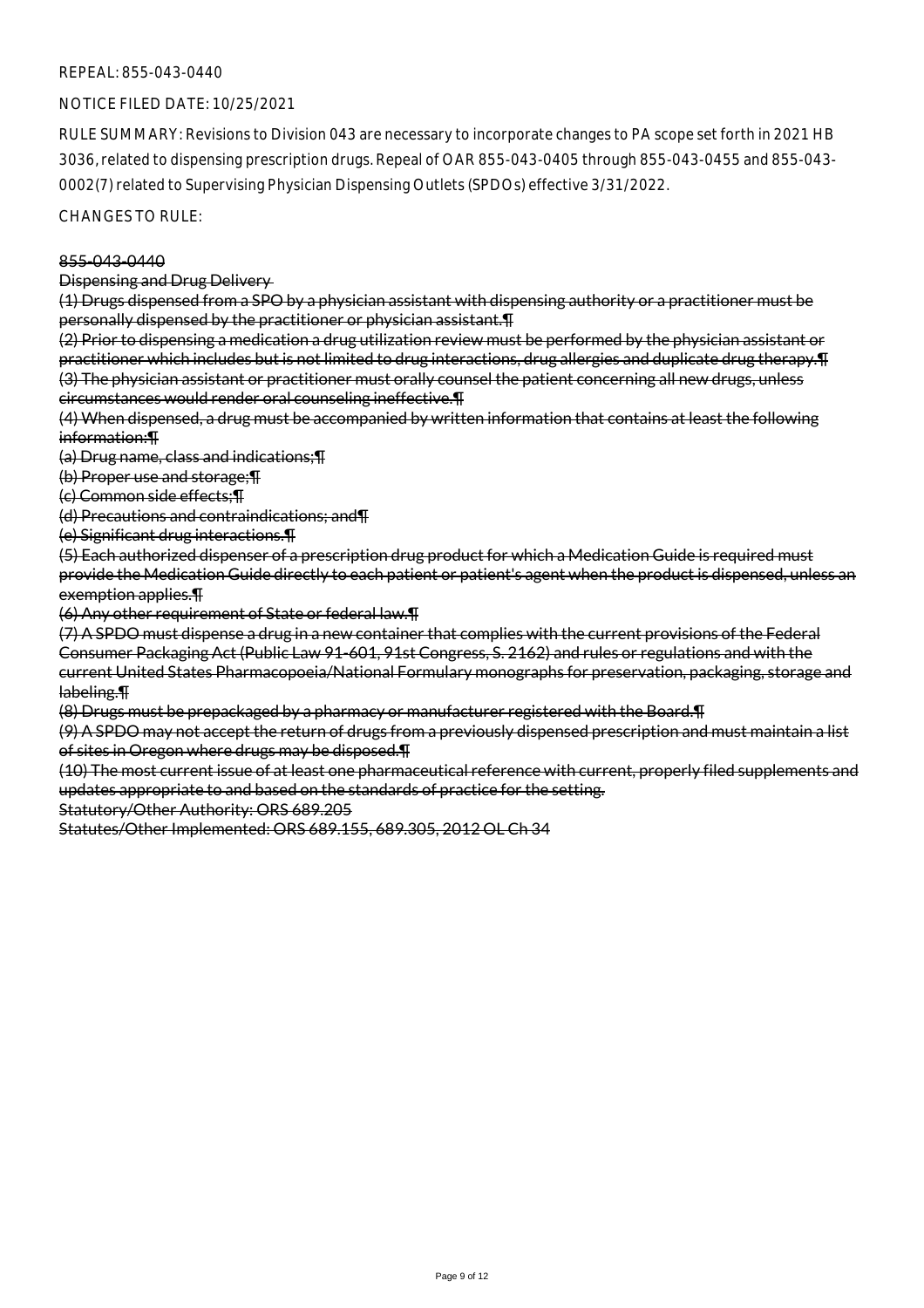REPEAL: 855-043-0440

NOTICE FILED DATE: 10/25/2021

RULE SUMMARY: Revisions to Division 043 are necessary to incorporate changes to PA scope set forth in 2021 HB 3036, related to dispensing prescription drugs. Repeal of OAR 855-043-0405 through 855-043-0455 and 855-043-0002(7) related to Supervising Physician Dispensing Outlets (SPDOs) effective 3/31/2022.

CHANGES TO RULE:

~~855-043-0440~~

~~Dispensing and Drug Delivery~~

~~(1) Drugs dispensed from a SPO by a physician assistant with dispensing authority or a practitioner must be personally dispensed by the practitioner or physician assistant.¶~~

~~(2) Prior to dispensing a medication a drug utilization review must be performed by the physician assistant or practitioner which includes but is not limited to drug interactions, drug allergies and duplicate drug therapy.¶~~

~~(3) The physician assistant or practitioner must orally counsel the patient concerning all new drugs, unless circumstances would render oral counseling ineffective.¶~~

~~(4) When dispensed, a drug must be accompanied by written information that contains at least the following information:¶~~

~~(a) Drug name, class and indications;¶~~

~~(b) Proper use and storage;¶~~

~~(c) Common side effects;¶~~

~~(d) Precautions and contraindications; and¶~~

~~(e) Significant drug interactions.¶~~

~~(5) Each authorized dispenser of a prescription drug product for which a Medication Guide is required must provide the Medication Guide directly to each patient or patient's agent when the product is dispensed, unless an exemption applies.¶~~

~~(6) Any other requirement of State or federal law.¶~~

~~(7) A SPDO must dispense a drug in a new container that complies with the current provisions of the Federal Consumer Packaging Act (Public Law 91-601, 91st Congress, S. 2162) and rules or regulations and with the current United States Pharmacopoeia/National Formulary monographs for preservation, packaging, storage and labeling.¶~~

~~(8) Drugs must be prepackaged by a pharmacy or manufacturer registered with the Board.¶~~

~~(9) A SPDO may not accept the return of drugs from a previously dispensed prescription and must maintain a list of sites in Oregon where drugs may be disposed.¶~~

~~(10) The most current issue of at least one pharmaceutical reference with current, properly filed supplements and updates appropriate to and based on the standards of practice for the setting.~~

~~Statutory/Other Authority: ORS 689.205~~

~~Statutes/Other Implemented: ORS 689.155, 689.305, 2012 OL Ch 34~~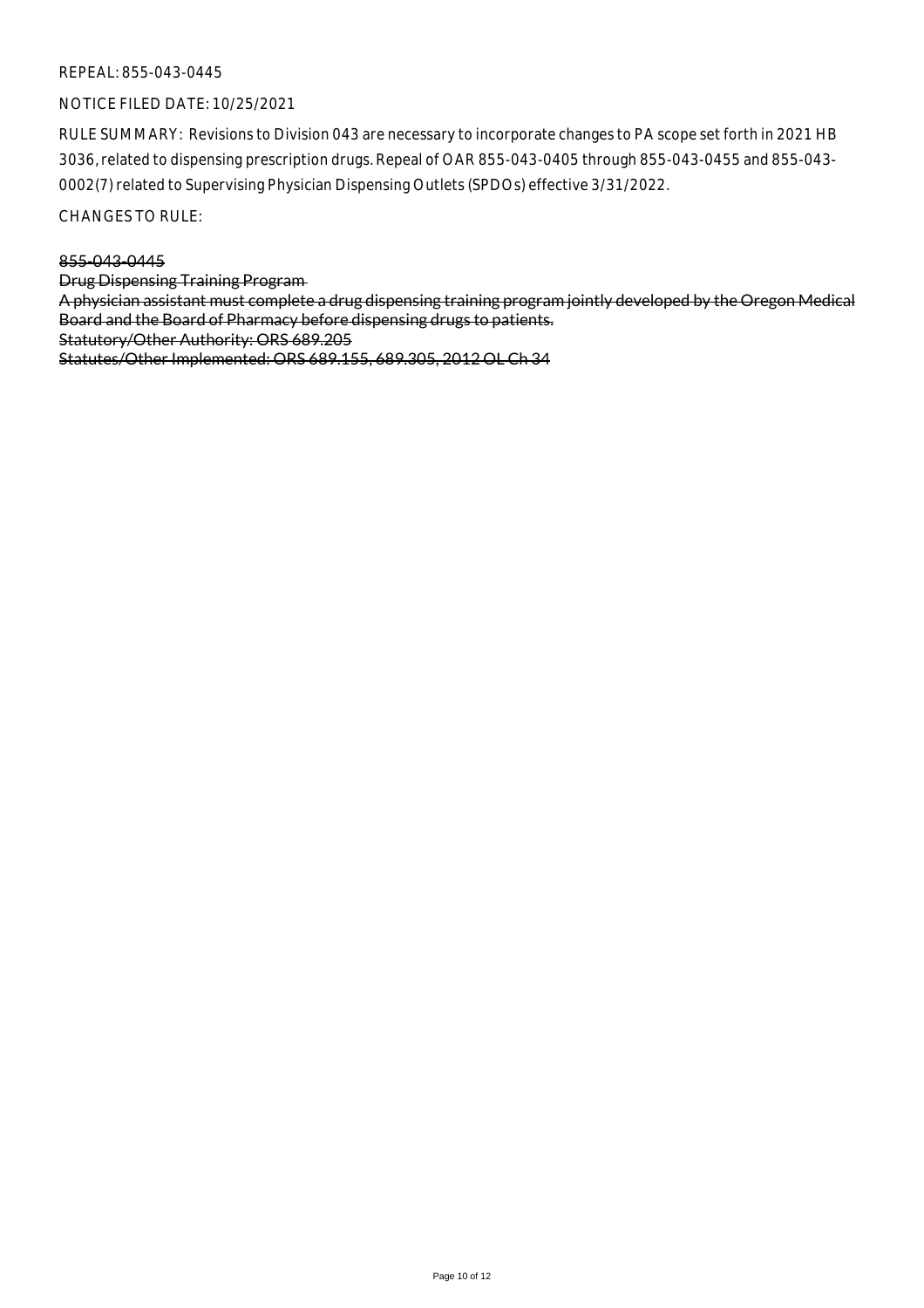REPEAL: 855-043-0445

NOTICE FILED DATE: 10/25/2021

RULE SUMMARY: Revisions to Division 043 are necessary to incorporate changes to PA scope set forth in 2021 HB 3036, related to dispensing prescription drugs. Repeal of OAR 855-043-0405 through 855-043-0455 and 855-043-0002(7) related to Supervising Physician Dispensing Outlets (SPDOs) effective 3/31/2022.

CHANGES TO RULE:

~~855-043-0445~~
~~Drug Dispensing Training Program~~
~~A physician assistant must complete a drug dispensing training program jointly developed by the Oregon Medical Board and the Board of Pharmacy before dispensing drugs to patients.~~
~~Statutory/Other Authority: ORS 689.205~~
~~Statutes/Other Implemented: ORS 689.155, 689.305, 2012 OL Ch 34~~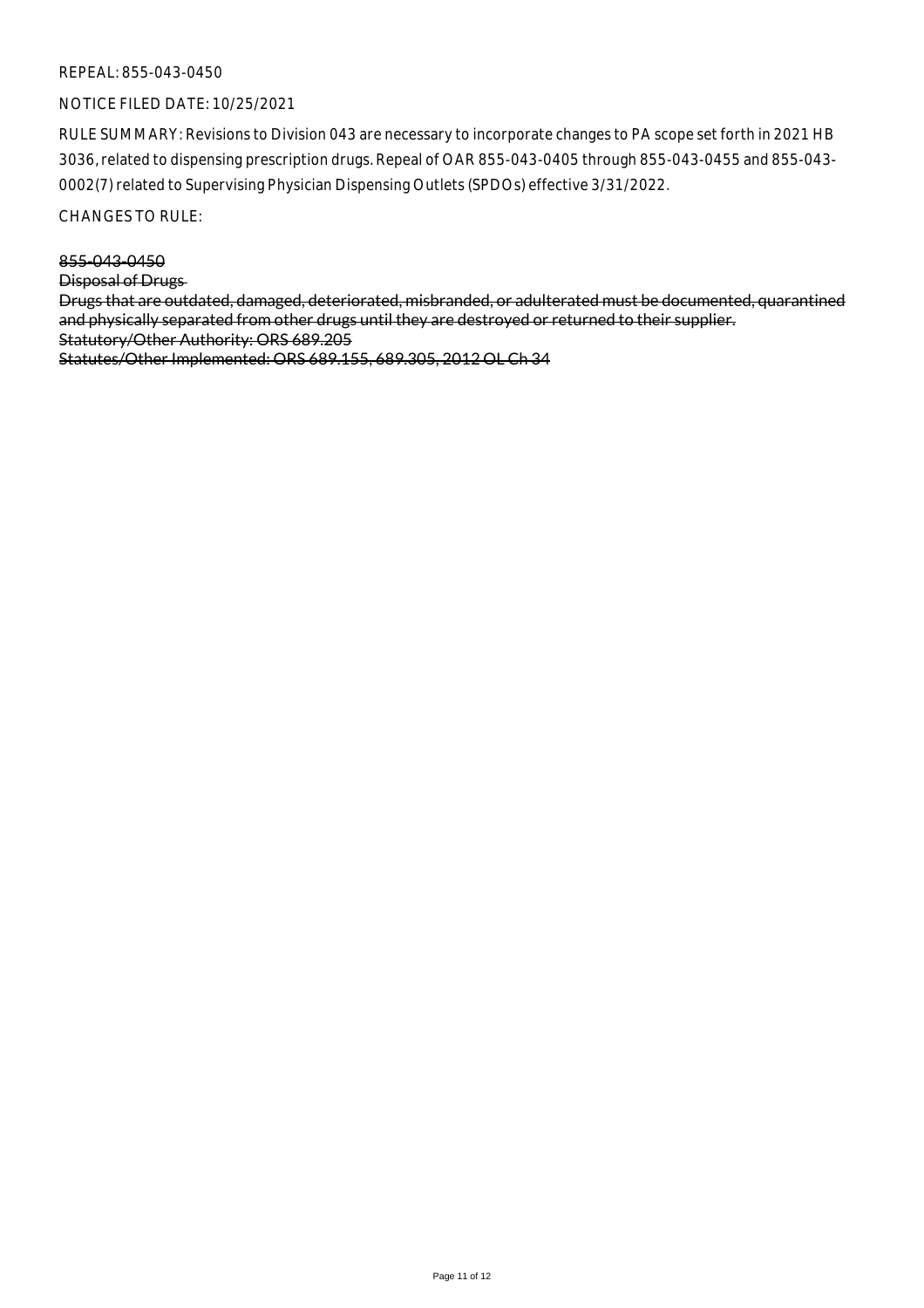REPEAL: 855-043-0450

NOTICE FILED DATE: 10/25/2021

RULE SUMMARY: Revisions to Division 043 are necessary to incorporate changes to PA scope set forth in 2021 HB 3036, related to dispensing prescription drugs. Repeal of OAR 855-043-0405 through 855-043-0455 and 855-043-0002(7) related to Supervising Physician Dispensing Outlets (SPDOs) effective 3/31/2022.

CHANGES TO RULE:

~~855-043-0450~~

~~Disposal of Drugs~~

~~Drugs that are outdated, damaged, deteriorated, misbranded, or adulterated must be documented, quarantined and physically separated from other drugs until they are destroyed or returned to their supplier.~~

~~Statutory/Other Authority: ORS 689.205~~

~~Statutes/Other Implemented: ORS 689.155, 689.305, 2012 OL Ch 34~~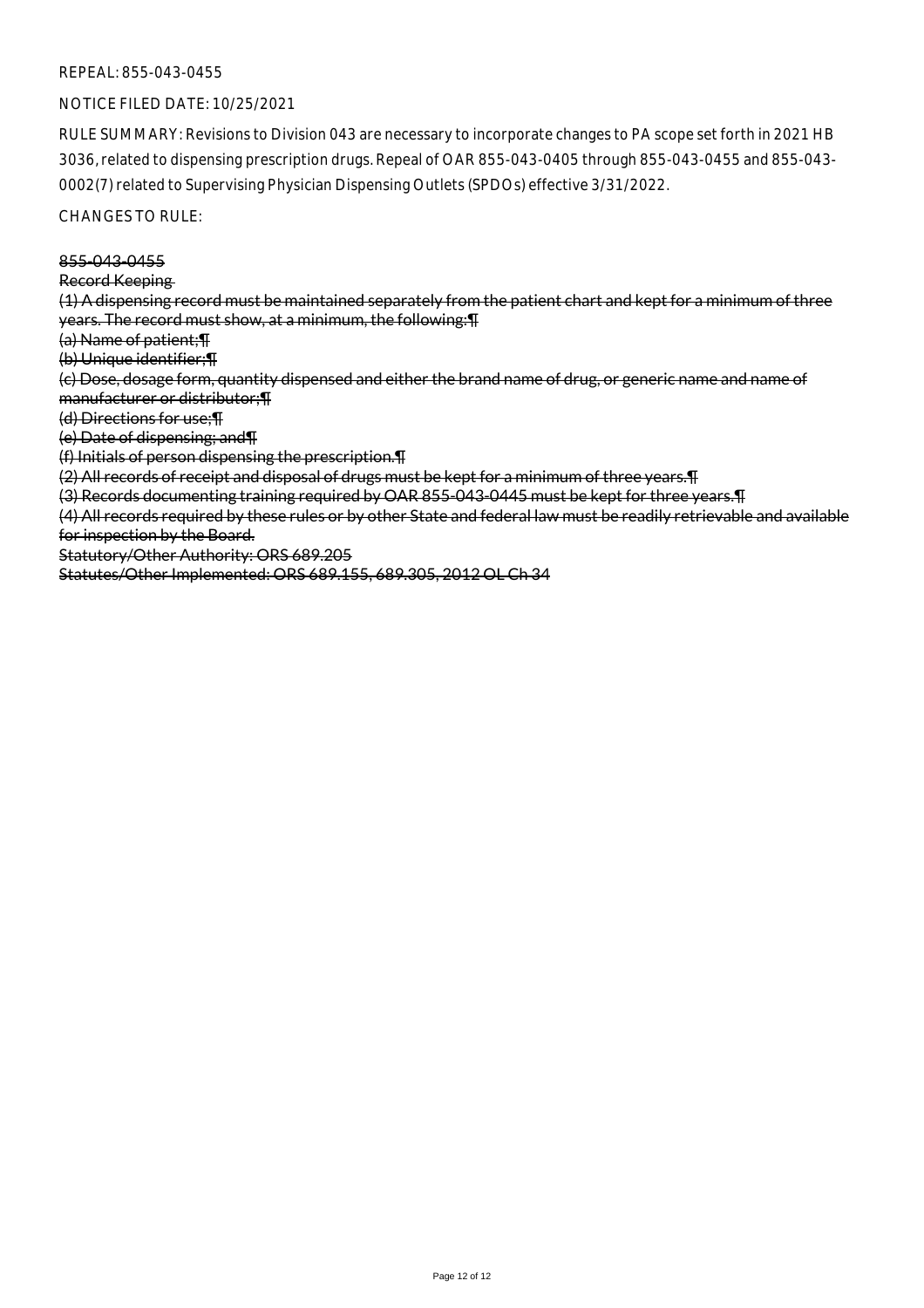REPEAL: 855-043-0455

NOTICE FILED DATE: 10/25/2021

RULE SUMMARY: Revisions to Division 043 are necessary to incorporate changes to PA scope set forth in 2021 HB 3036, related to dispensing prescription drugs. Repeal of OAR 855-043-0405 through 855-043-0455 and 855-043-0002(7) related to Supervising Physician Dispensing Outlets (SPDOs) effective 3/31/2022.

CHANGES TO RULE:

~~855-043-0455~~

~~Record Keeping~~

~~(1) A dispensing record must be maintained separately from the patient chart and kept for a minimum of three years. The record must show, at a minimum, the following:¶~~

~~(a) Name of patient;¶~~

~~(b) Unique identifier;¶~~

~~(c) Dose, dosage form, quantity dispensed and either the brand name of drug, or generic name and name of manufacturer or distributor;¶~~

~~(d) Directions for use;¶~~

~~(e) Date of dispensing; and¶~~

~~(f) Initials of person dispensing the prescription.¶~~

~~(2) All records of receipt and disposal of drugs must be kept for a minimum of three years.¶~~

~~(3) Records documenting training required by OAR 855-043-0445 must be kept for three years.¶~~

~~(4) All records required by these rules or by other State and federal law must be readily retrievable and available for inspection by the Board.~~

~~Statutory/Other Authority: ORS 689.205~~

~~Statutes/Other Implemented: ORS 689.155, 689.305, 2012 OL Ch 34~~